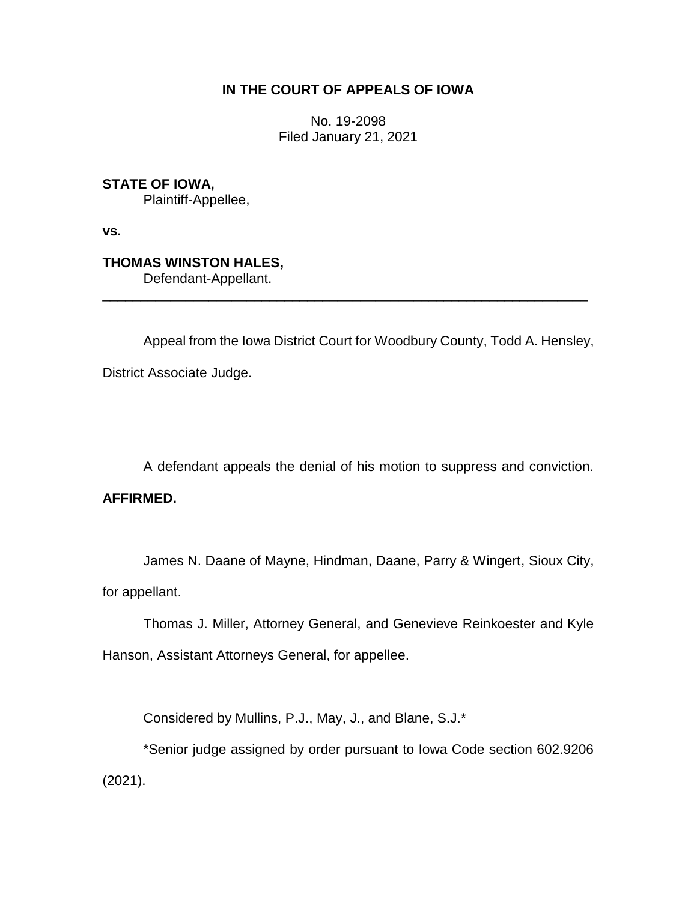**IN THE COURT OF APPEALS OF IOWA**

No. 19-2098
Filed January 21, 2021

**STATE OF IOWA,**
Plaintiff-Appellee,

**vs.**

**THOMAS WINSTON HALES,**
Defendant-Appellant.

---

Appeal from the Iowa District Court for Woodbury County, Todd A. Hensley, District Associate Judge.

A defendant appeals the denial of his motion to suppress and conviction. **AFFIRMED.**

James N. Daane of Mayne, Hindman, Daane, Parry & Wingert, Sioux City, for appellant.

Thomas J. Miller, Attorney General, and Genevieve Reinkoester and Kyle Hanson, Assistant Attorneys General, for appellee.

Considered by Mullins, P.J., May, J., and Blane, S.J.*

*Senior judge assigned by order pursuant to Iowa Code section 602.9206 (2021).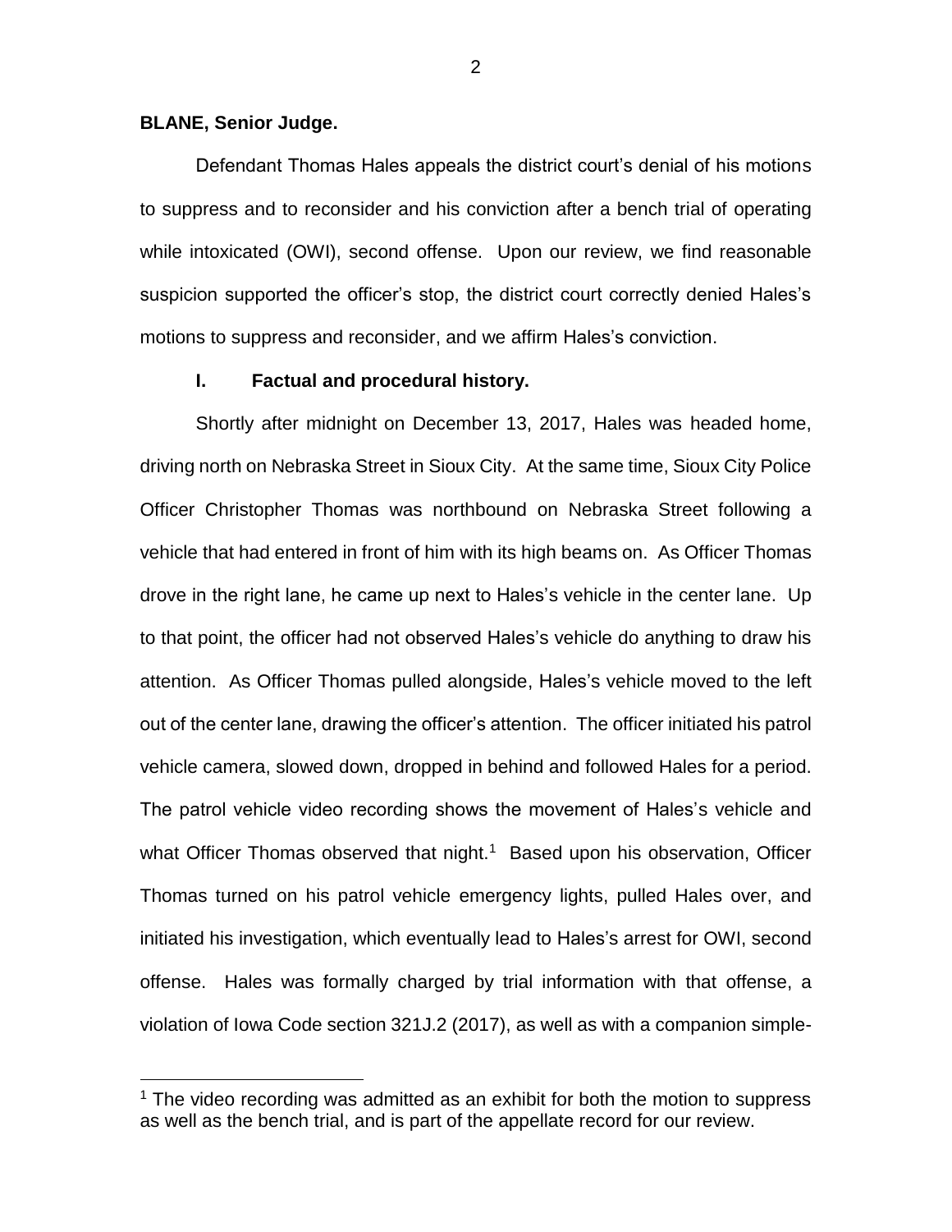**BLANE, Senior Judge.**

Defendant Thomas Hales appeals the district court's denial of his motions to suppress and to reconsider and his conviction after a bench trial of operating while intoxicated (OWI), second offense. Upon our review, we find reasonable suspicion supported the officer's stop, the district court correctly denied Hales's motions to suppress and reconsider, and we affirm Hales's conviction.

## I. Factual and procedural history.

Shortly after midnight on December 13, 2017, Hales was headed home, driving north on Nebraska Street in Sioux City. At the same time, Sioux City Police Officer Christopher Thomas was northbound on Nebraska Street following a vehicle that had entered in front of him with its high beams on. As Officer Thomas drove in the right lane, he came up next to Hales's vehicle in the center lane. Up to that point, the officer had not observed Hales's vehicle do anything to draw his attention. As Officer Thomas pulled alongside, Hales's vehicle moved to the left out of the center lane, drawing the officer's attention. The officer initiated his patrol vehicle camera, slowed down, dropped in behind and followed Hales for a period. The patrol vehicle video recording shows the movement of Hales's vehicle and what Officer Thomas observed that night.[1] Based upon his observation, Officer Thomas turned on his patrol vehicle emergency lights, pulled Hales over, and initiated his investigation, which eventually lead to Hales's arrest for OWI, second offense. Hales was formally charged by trial information with that offense, a violation of Iowa Code section 321J.2 (2017), as well as with a companion simple-

[1] The video recording was admitted as an exhibit for both the motion to suppress as well as the bench trial, and is part of the appellate record for our review.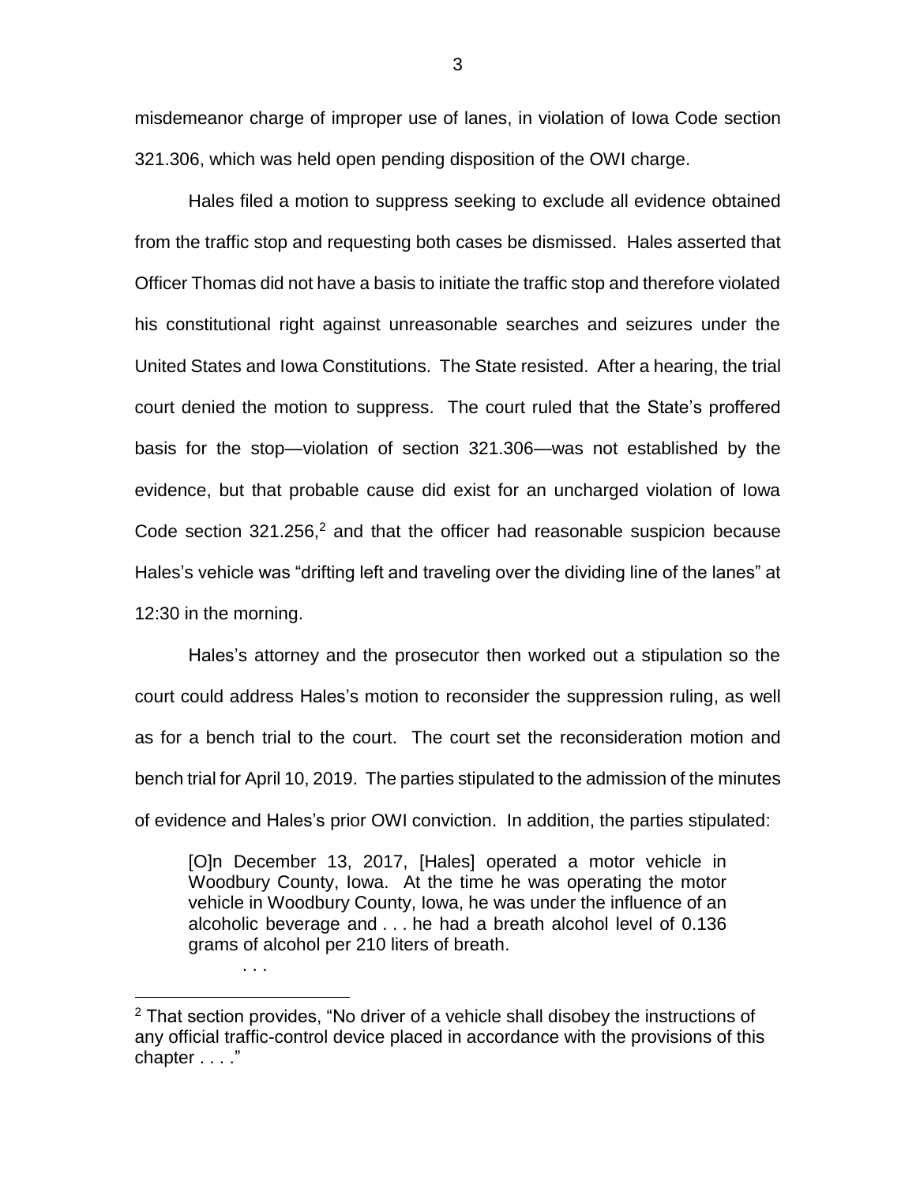misdemeanor charge of improper use of lanes, in violation of Iowa Code section 321.306, which was held open pending disposition of the OWI charge.

Hales filed a motion to suppress seeking to exclude all evidence obtained from the traffic stop and requesting both cases be dismissed. Hales asserted that Officer Thomas did not have a basis to initiate the traffic stop and therefore violated his constitutional right against unreasonable searches and seizures under the United States and Iowa Constitutions. The State resisted. After a hearing, the trial court denied the motion to suppress. The court ruled that the State's proffered basis for the stop—violation of section 321.306—was not established by the evidence, but that probable cause did exist for an uncharged violation of Iowa Code section 321.256,[2] and that the officer had reasonable suspicion because Hales's vehicle was "drifting left and traveling over the dividing line of the lanes" at 12:30 in the morning.

Hales's attorney and the prosecutor then worked out a stipulation so the court could address Hales's motion to reconsider the suppression ruling, as well as for a bench trial to the court. The court set the reconsideration motion and bench trial for April 10, 2019. The parties stipulated to the admission of the minutes of evidence and Hales's prior OWI conviction. In addition, the parties stipulated:

> [O]n December 13, 2017, [Hales] operated a motor vehicle in Woodbury County, Iowa. At the time he was operating the motor vehicle in Woodbury County, Iowa, he was under the influence of an alcoholic beverage and . . . he had a breath alcohol level of 0.136 grams of alcohol per 210 liters of breath.
>
> . . .

---

[2] That section provides, "No driver of a vehicle shall disobey the instructions of any official traffic-control device placed in accordance with the provisions of this chapter . . . ."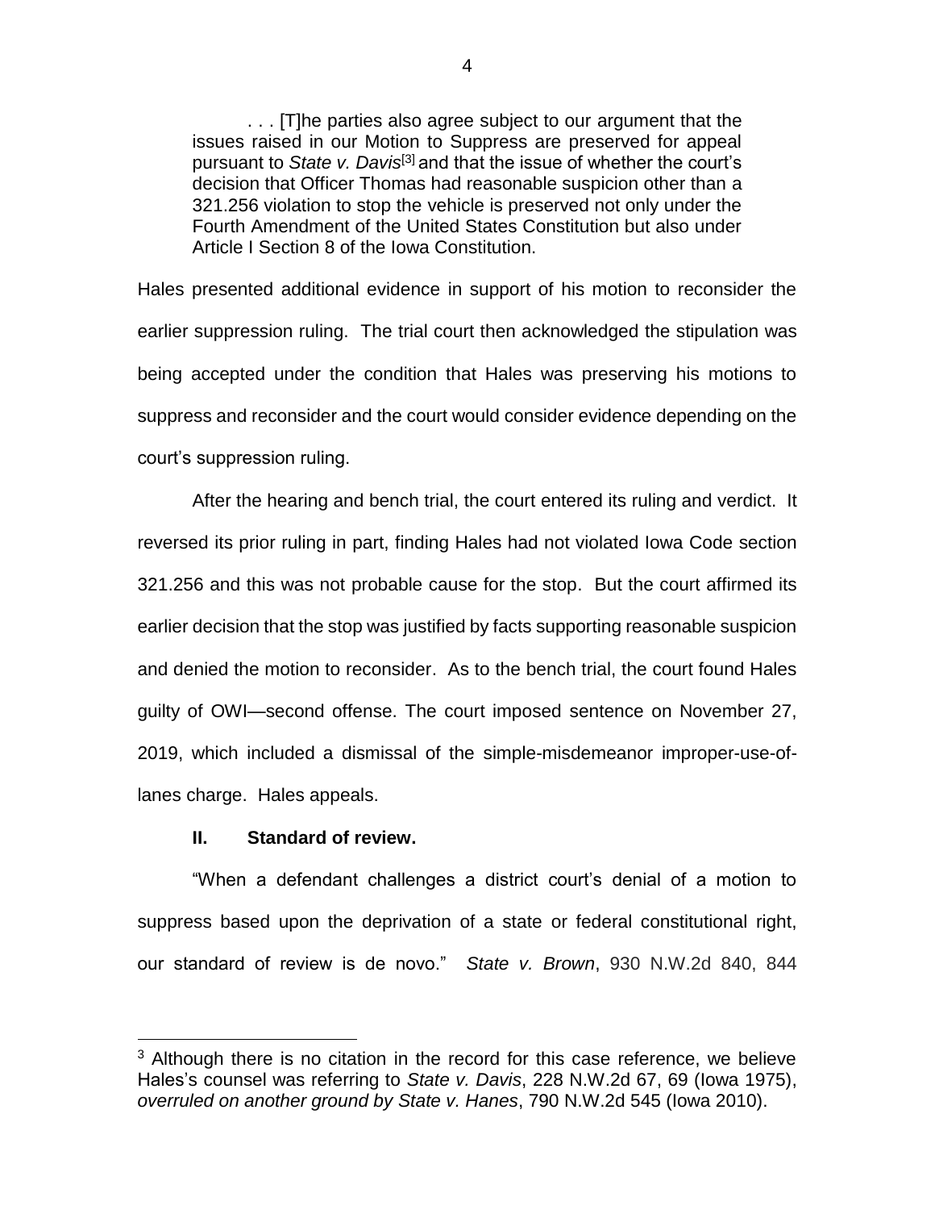> . . . [T]he parties also agree subject to our argument that the issues raised in our Motion to Suppress are preserved for appeal pursuant to *State v. Davis*[3] and that the issue of whether the court's decision that Officer Thomas had reasonable suspicion other than a 321.256 violation to stop the vehicle is preserved not only under the Fourth Amendment of the United States Constitution but also under Article I Section 8 of the Iowa Constitution.

Hales presented additional evidence in support of his motion to reconsider the earlier suppression ruling. The trial court then acknowledged the stipulation was being accepted under the condition that Hales was preserving his motions to suppress and reconsider and the court would consider evidence depending on the court's suppression ruling.

After the hearing and bench trial, the court entered its ruling and verdict. It reversed its prior ruling in part, finding Hales had not violated Iowa Code section 321.256 and this was not probable cause for the stop. But the court affirmed its earlier decision that the stop was justified by facts supporting reasonable suspicion and denied the motion to reconsider. As to the bench trial, the court found Hales guilty of OWI—second offense. The court imposed sentence on November 27, 2019, which included a dismissal of the simple-misdemeanor improper-use-of-lanes charge. Hales appeals.

## II. Standard of review.

"When a defendant challenges a district court's denial of a motion to suppress based upon the deprivation of a state or federal constitutional right, our standard of review is de novo." *State v. Brown*, 930 N.W.2d 840, 844

---

[3] Although there is no citation in the record for this case reference, we believe Hales's counsel was referring to *State v. Davis*, 228 N.W.2d 67, 69 (Iowa 1975), *overruled on another ground by State v. Hanes*, 790 N.W.2d 545 (Iowa 2010).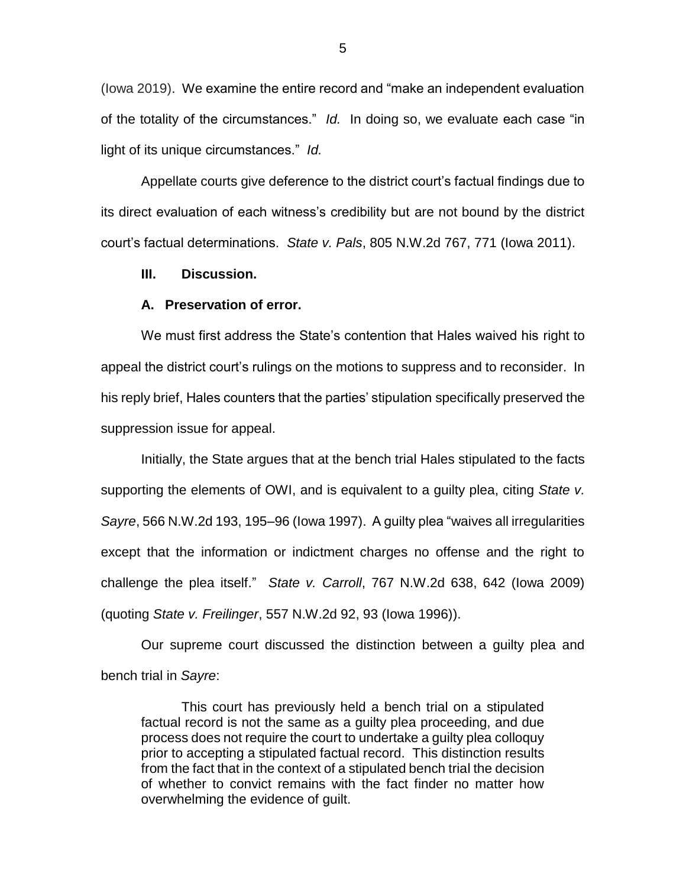(Iowa 2019). We examine the entire record and "make an independent evaluation of the totality of the circumstances." *Id.* In doing so, we evaluate each case "in light of its unique circumstances." *Id.*

Appellate courts give deference to the district court's factual findings due to its direct evaluation of each witness's credibility but are not bound by the district court's factual determinations. *State v. Pals*, 805 N.W.2d 767, 771 (Iowa 2011).

## III. Discussion.

### A. Preservation of error.

We must first address the State's contention that Hales waived his right to appeal the district court's rulings on the motions to suppress and to reconsider. In his reply brief, Hales counters that the parties' stipulation specifically preserved the suppression issue for appeal.

Initially, the State argues that at the bench trial Hales stipulated to the facts supporting the elements of OWI, and is equivalent to a guilty plea, citing *State v. Sayre*, 566 N.W.2d 193, 195–96 (Iowa 1997). A guilty plea "waives all irregularities except that the information or indictment charges no offense and the right to challenge the plea itself." *State v. Carroll*, 767 N.W.2d 638, 642 (Iowa 2009) (quoting *State v. Freilinger*, 557 N.W.2d 92, 93 (Iowa 1996)).

Our supreme court discussed the distinction between a guilty plea and bench trial in *Sayre*:

> This court has previously held a bench trial on a stipulated factual record is not the same as a guilty plea proceeding, and due process does not require the court to undertake a guilty plea colloquy prior to accepting a stipulated factual record. This distinction results from the fact that in the context of a stipulated bench trial the decision of whether to convict remains with the fact finder no matter how overwhelming the evidence of guilt.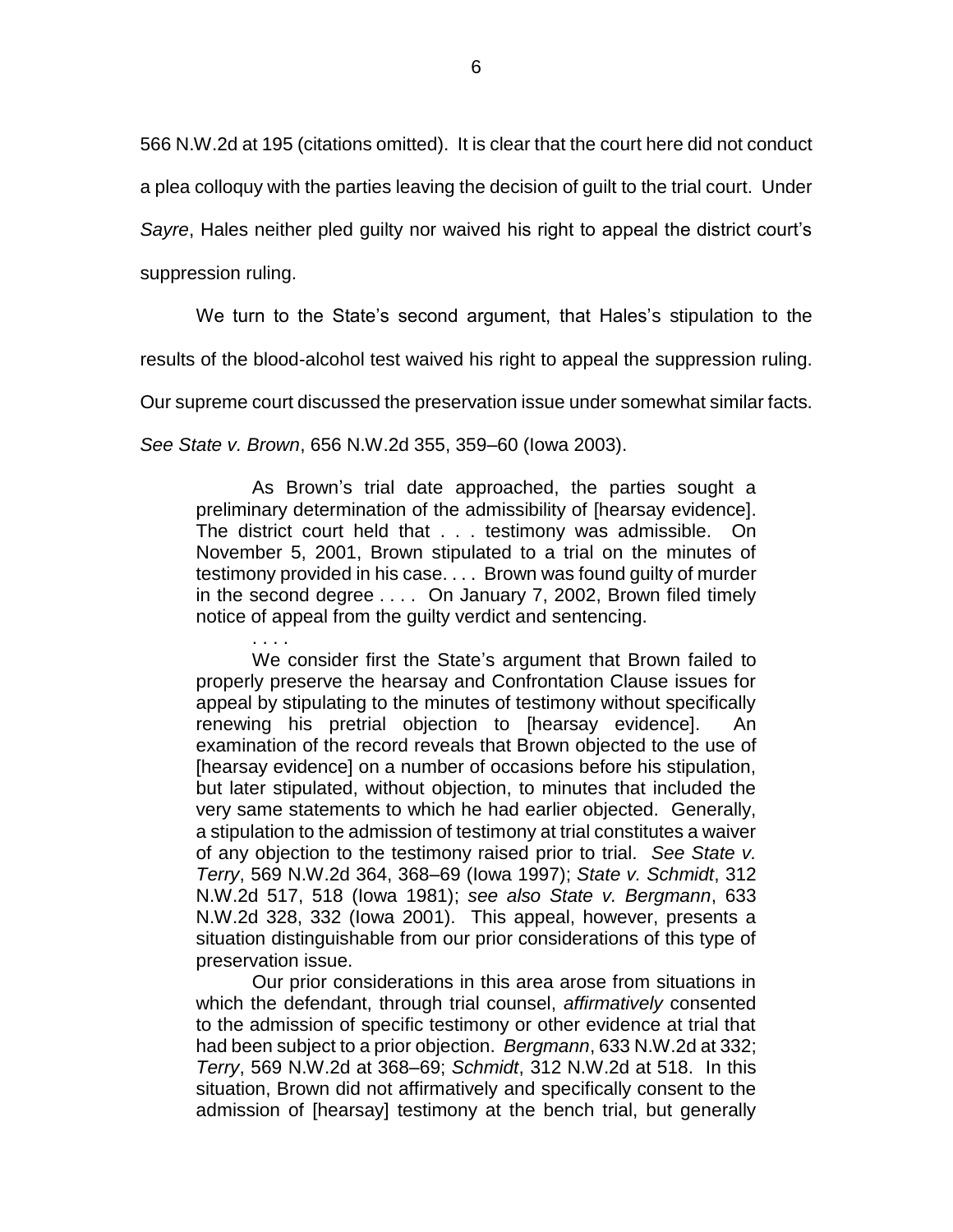566 N.W.2d at 195 (citations omitted). It is clear that the court here did not conduct a plea colloquy with the parties leaving the decision of guilt to the trial court. Under *Sayre*, Hales neither pled guilty nor waived his right to appeal the district court's suppression ruling.

We turn to the State's second argument, that Hales's stipulation to the results of the blood-alcohol test waived his right to appeal the suppression ruling. Our supreme court discussed the preservation issue under somewhat similar facts. *See State v. Brown*, 656 N.W.2d 355, 359–60 (Iowa 2003).

> As Brown's trial date approached, the parties sought a preliminary determination of the admissibility of [hearsay evidence]. The district court held that . . . testimony was admissible. On November 5, 2001, Brown stipulated to a trial on the minutes of testimony provided in his case. . . . Brown was found guilty of murder in the second degree . . . . On January 7, 2002, Brown filed timely notice of appeal from the guilty verdict and sentencing.
>
> . . . .
>
> We consider first the State's argument that Brown failed to properly preserve the hearsay and Confrontation Clause issues for appeal by stipulating to the minutes of testimony without specifically renewing his pretrial objection to [hearsay evidence]. An examination of the record reveals that Brown objected to the use of [hearsay evidence] on a number of occasions before his stipulation, but later stipulated, without objection, to minutes that included the very same statements to which he had earlier objected. Generally, a stipulation to the admission of testimony at trial constitutes a waiver of any objection to the testimony raised prior to trial. *See State v. Terry*, 569 N.W.2d 364, 368–69 (Iowa 1997); *State v. Schmidt*, 312 N.W.2d 517, 518 (Iowa 1981); *see also State v. Bergmann*, 633 N.W.2d 328, 332 (Iowa 2001). This appeal, however, presents a situation distinguishable from our prior considerations of this type of preservation issue.
>
> Our prior considerations in this area arose from situations in which the defendant, through trial counsel, *affirmatively* consented to the admission of specific testimony or other evidence at trial that had been subject to a prior objection. *Bergmann*, 633 N.W.2d at 332; *Terry*, 569 N.W.2d at 368–69; *Schmidt*, 312 N.W.2d at 518. In this situation, Brown did not affirmatively and specifically consent to the admission of [hearsay] testimony at the bench trial, but generally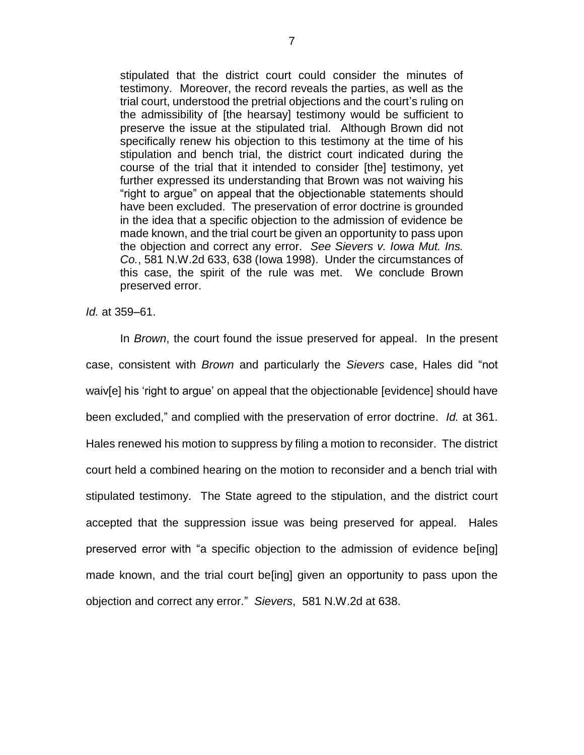> stipulated that the district court could consider the minutes of testimony. Moreover, the record reveals the parties, as well as the trial court, understood the pretrial objections and the court's ruling on the admissibility of [the hearsay] testimony would be sufficient to preserve the issue at the stipulated trial. Although Brown did not specifically renew his objection to this testimony at the time of his stipulation and bench trial, the district court indicated during the course of the trial that it intended to consider [the] testimony, yet further expressed its understanding that Brown was not waiving his "right to argue" on appeal that the objectionable statements should have been excluded. The preservation of error doctrine is grounded in the idea that a specific objection to the admission of evidence be made known, and the trial court be given an opportunity to pass upon the objection and correct any error. *See Sievers v. Iowa Mut. Ins. Co.*, 581 N.W.2d 633, 638 (Iowa 1998). Under the circumstances of this case, the spirit of the rule was met. We conclude Brown preserved error.

*Id.* at 359–61.

In *Brown*, the court found the issue preserved for appeal. In the present case, consistent with *Brown* and particularly the *Sievers* case, Hales did "not waiv[e] his 'right to argue' on appeal that the objectionable [evidence] should have been excluded," and complied with the preservation of error doctrine. *Id.* at 361. Hales renewed his motion to suppress by filing a motion to reconsider. The district court held a combined hearing on the motion to reconsider and a bench trial with stipulated testimony. The State agreed to the stipulation, and the district court accepted that the suppression issue was being preserved for appeal. Hales preserved error with "a specific objection to the admission of evidence be[ing] made known, and the trial court be[ing] given an opportunity to pass upon the objection and correct any error." *Sievers*, 581 N.W.2d at 638.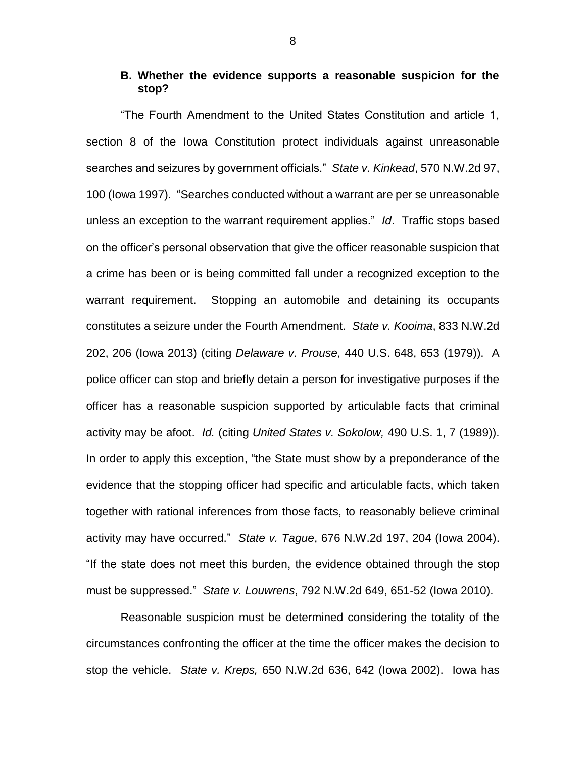### B. Whether the evidence supports a reasonable suspicion for the stop?

"The Fourth Amendment to the United States Constitution and article 1, section 8 of the Iowa Constitution protect individuals against unreasonable searches and seizures by government officials." *State v. Kinkead*, 570 N.W.2d 97, 100 (Iowa 1997). "Searches conducted without a warrant are per se unreasonable unless an exception to the warrant requirement applies." *Id*. Traffic stops based on the officer's personal observation that give the officer reasonable suspicion that a crime has been or is being committed fall under a recognized exception to the warrant requirement. Stopping an automobile and detaining its occupants constitutes a seizure under the Fourth Amendment. *State v. Kooima*, 833 N.W.2d 202, 206 (Iowa 2013) (citing *Delaware v. Prouse,* 440 U.S. 648, 653 (1979)). A police officer can stop and briefly detain a person for investigative purposes if the officer has a reasonable suspicion supported by articulable facts that criminal activity may be afoot. *Id.* (citing *United States v. Sokolow,* 490 U.S. 1, 7 (1989)). In order to apply this exception, "the State must show by a preponderance of the evidence that the stopping officer had specific and articulable facts, which taken together with rational inferences from those facts, to reasonably believe criminal activity may have occurred." *State v. Tague*, 676 N.W.2d 197, 204 (Iowa 2004). "If the state does not meet this burden, the evidence obtained through the stop must be suppressed." *State v. Louwrens*, 792 N.W.2d 649, 651-52 (Iowa 2010).

Reasonable suspicion must be determined considering the totality of the circumstances confronting the officer at the time the officer makes the decision to stop the vehicle. *State v. Kreps,* 650 N.W.2d 636, 642 (Iowa 2002). Iowa has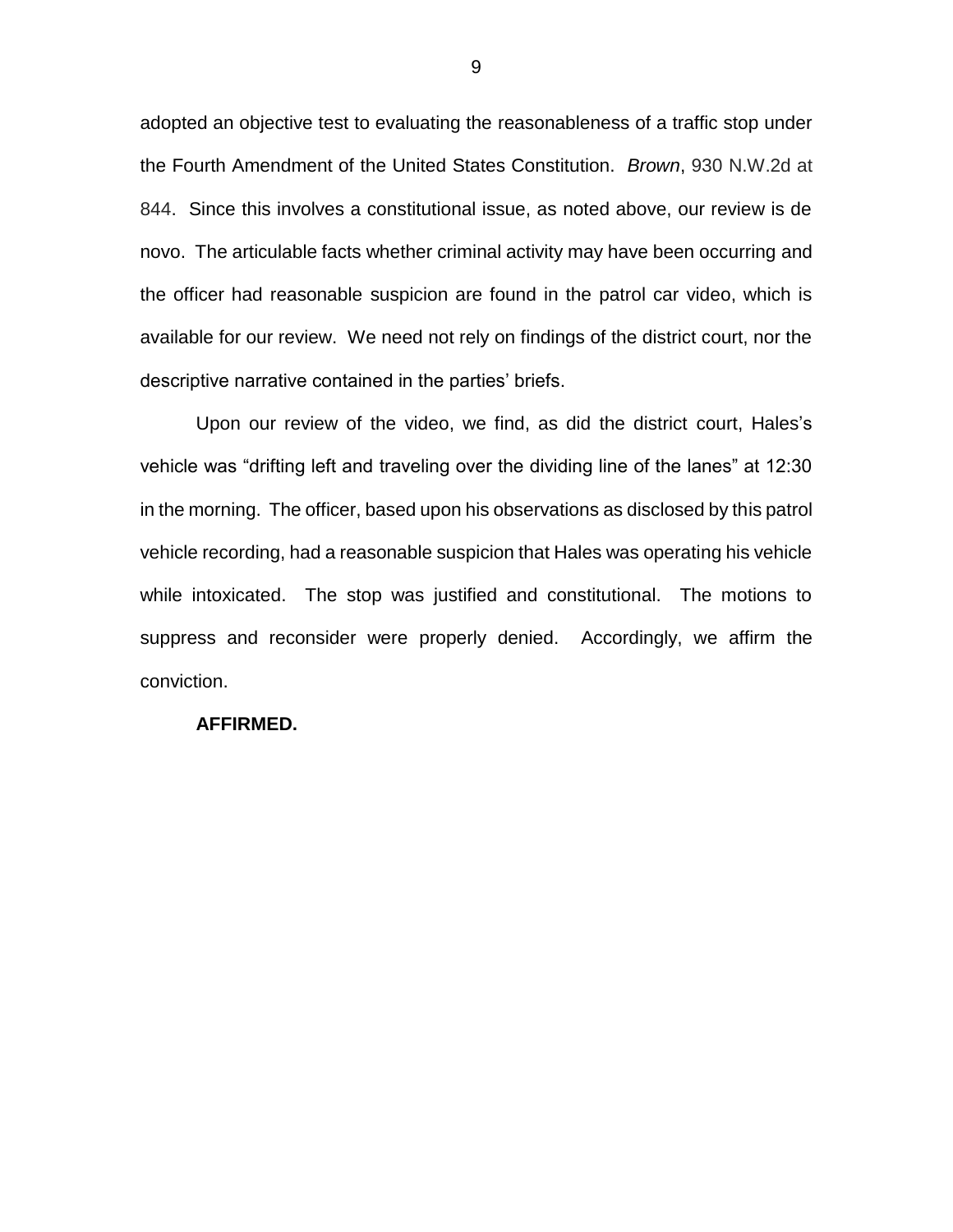adopted an objective test to evaluating the reasonableness of a traffic stop under the Fourth Amendment of the United States Constitution. *Brown*, 930 N.W.2d at 844. Since this involves a constitutional issue, as noted above, our review is de novo. The articulable facts whether criminal activity may have been occurring and the officer had reasonable suspicion are found in the patrol car video, which is available for our review. We need not rely on findings of the district court, nor the descriptive narrative contained in the parties' briefs.

Upon our review of the video, we find, as did the district court, Hales's vehicle was "drifting left and traveling over the dividing line of the lanes" at 12:30 in the morning. The officer, based upon his observations as disclosed by this patrol vehicle recording, had a reasonable suspicion that Hales was operating his vehicle while intoxicated. The stop was justified and constitutional. The motions to suppress and reconsider were properly denied. Accordingly, we affirm the conviction.

**AFFIRMED.**